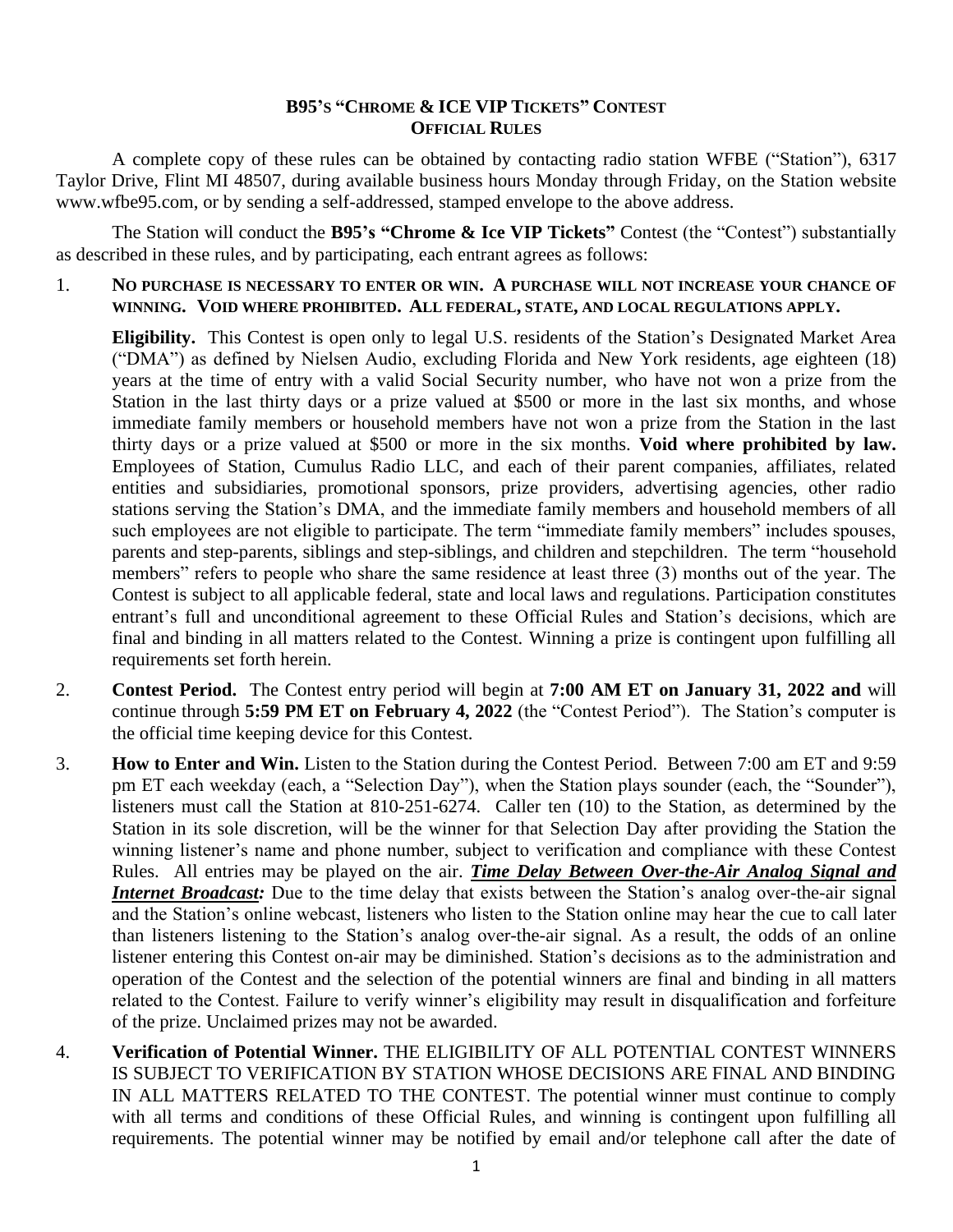**B95's "CHROME & ICE VIP TICKETS" CONTEST**
**OFFICIAL RULES**

A complete copy of these rules can be obtained by contacting radio station WFBE ("Station"), 6317 Taylor Drive, Flint MI 48507, during available business hours Monday through Friday, on the Station website www.wfbe95.com, or by sending a self-addressed, stamped envelope to the above address.

The Station will conduct the **B95's "Chrome & Ice VIP Tickets"** Contest (the "Contest") substantially as described in these rules, and by participating, each entrant agrees as follows:

1. **NO PURCHASE IS NECESSARY TO ENTER OR WIN. A PURCHASE WILL NOT INCREASE YOUR CHANCE OF WINNING. VOID WHERE PROHIBITED. ALL FEDERAL, STATE, AND LOCAL REGULATIONS APPLY.**

   **Eligibility.** This Contest is open only to legal U.S. residents of the Station's Designated Market Area ("DMA") as defined by Nielsen Audio, excluding Florida and New York residents, age eighteen (18) years at the time of entry with a valid Social Security number, who have not won a prize from the Station in the last thirty days or a prize valued at $500 or more in the last six months, and whose immediate family members or household members have not won a prize from the Station in the last thirty days or a prize valued at $500 or more in the six months. **Void where prohibited by law.** Employees of Station, Cumulus Radio LLC, and each of their parent companies, affiliates, related entities and subsidiaries, promotional sponsors, prize providers, advertising agencies, other radio stations serving the Station's DMA, and the immediate family members and household members of all such employees are not eligible to participate. The term "immediate family members" includes spouses, parents and step-parents, siblings and step-siblings, and children and stepchildren. The term "household members" refers to people who share the same residence at least three (3) months out of the year. The Contest is subject to all applicable federal, state and local laws and regulations. Participation constitutes entrant's full and unconditional agreement to these Official Rules and Station's decisions, which are final and binding in all matters related to the Contest. Winning a prize is contingent upon fulfilling all requirements set forth herein.

2. **Contest Period.** The Contest entry period will begin at **7:00 AM ET on January 31, 2022 and** will continue through **5:59 PM ET on February 4, 2022** (the "Contest Period"). The Station's computer is the official time keeping device for this Contest.

3. **How to Enter and Win.** Listen to the Station during the Contest Period. Between 7:00 am ET and 9:59 pm ET each weekday (each, a "Selection Day"), when the Station plays sounder (each, the "Sounder"), listeners must call the Station at 810-251-6274. Caller ten (10) to the Station, as determined by the Station in its sole discretion, will be the winner for that Selection Day after providing the Station the winning listener's name and phone number, subject to verification and compliance with these Contest Rules. All entries may be played on the air. ***Time Delay Between Over-the-Air Analog Signal and Internet Broadcast:*** Due to the time delay that exists between the Station's analog over-the-air signal and the Station's online webcast, listeners who listen to the Station online may hear the cue to call later than listeners listening to the Station's analog over-the-air signal. As a result, the odds of an online listener entering this Contest on-air may be diminished. Station's decisions as to the administration and operation of the Contest and the selection of the potential winners are final and binding in all matters related to the Contest. Failure to verify winner's eligibility may result in disqualification and forfeiture of the prize. Unclaimed prizes may not be awarded.

4. **Verification of Potential Winner.** THE ELIGIBILITY OF ALL POTENTIAL CONTEST WINNERS IS SUBJECT TO VERIFICATION BY STATION WHOSE DECISIONS ARE FINAL AND BINDING IN ALL MATTERS RELATED TO THE CONTEST. The potential winner must continue to comply with all terms and conditions of these Official Rules, and winning is contingent upon fulfilling all requirements. The potential winner may be notified by email and/or telephone call after the date of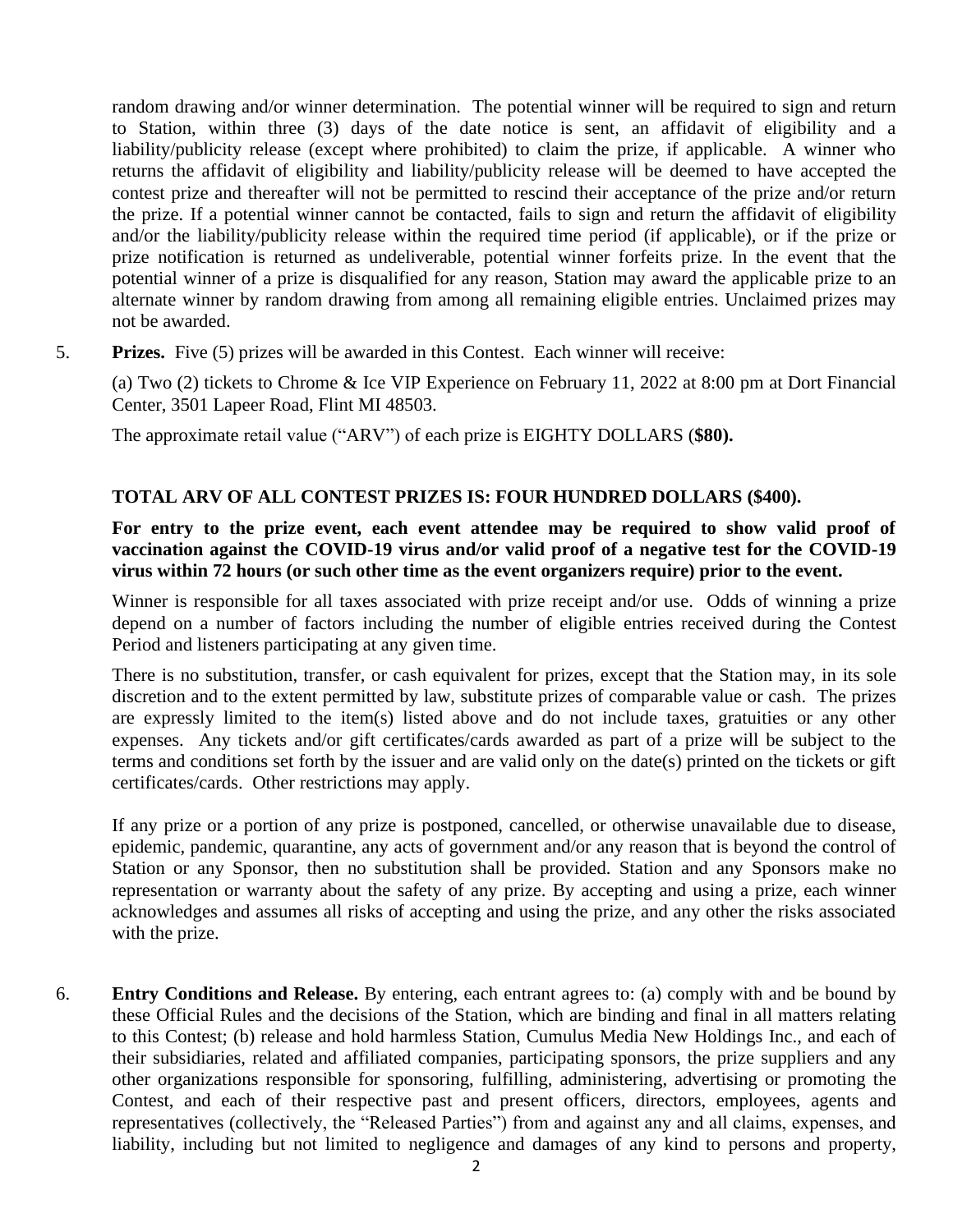random drawing and/or winner determination. The potential winner will be required to sign and return to Station, within three (3) days of the date notice is sent, an affidavit of eligibility and a liability/publicity release (except where prohibited) to claim the prize, if applicable. A winner who returns the affidavit of eligibility and liability/publicity release will be deemed to have accepted the contest prize and thereafter will not be permitted to rescind their acceptance of the prize and/or return the prize. If a potential winner cannot be contacted, fails to sign and return the affidavit of eligibility and/or the liability/publicity release within the required time period (if applicable), or if the prize or prize notification is returned as undeliverable, potential winner forfeits prize. In the event that the potential winner of a prize is disqualified for any reason, Station may award the applicable prize to an alternate winner by random drawing from among all remaining eligible entries. Unclaimed prizes may not be awarded.

5. **Prizes.** Five (5) prizes will be awarded in this Contest. Each winner will receive:

   (a) Two (2) tickets to Chrome & Ice VIP Experience on February 11, 2022 at 8:00 pm at Dort Financial Center, 3501 Lapeer Road, Flint MI 48503.

   The approximate retail value ("ARV") of each prize is EIGHTY DOLLARS (**$80).**

   **TOTAL ARV OF ALL CONTEST PRIZES IS: FOUR HUNDRED DOLLARS ($400).**

   **For entry to the prize event, each event attendee may be required to show valid proof of vaccination against the COVID-19 virus and/or valid proof of a negative test for the COVID-19 virus within 72 hours (or such other time as the event organizers require) prior to the event.**

   Winner is responsible for all taxes associated with prize receipt and/or use. Odds of winning a prize depend on a number of factors including the number of eligible entries received during the Contest Period and listeners participating at any given time.

   There is no substitution, transfer, or cash equivalent for prizes, except that the Station may, in its sole discretion and to the extent permitted by law, substitute prizes of comparable value or cash. The prizes are expressly limited to the item(s) listed above and do not include taxes, gratuities or any other expenses. Any tickets and/or gift certificates/cards awarded as part of a prize will be subject to the terms and conditions set forth by the issuer and are valid only on the date(s) printed on the tickets or gift certificates/cards. Other restrictions may apply.

   If any prize or a portion of any prize is postponed, cancelled, or otherwise unavailable due to disease, epidemic, pandemic, quarantine, any acts of government and/or any reason that is beyond the control of Station or any Sponsor, then no substitution shall be provided. Station and any Sponsors make no representation or warranty about the safety of any prize. By accepting and using a prize, each winner acknowledges and assumes all risks of accepting and using the prize, and any other the risks associated with the prize.

6. **Entry Conditions and Release.** By entering, each entrant agrees to: (a) comply with and be bound by these Official Rules and the decisions of the Station, which are binding and final in all matters relating to this Contest; (b) release and hold harmless Station, Cumulus Media New Holdings Inc., and each of their subsidiaries, related and affiliated companies, participating sponsors, the prize suppliers and any other organizations responsible for sponsoring, fulfilling, administering, advertising or promoting the Contest, and each of their respective past and present officers, directors, employees, agents and representatives (collectively, the "Released Parties") from and against any and all claims, expenses, and liability, including but not limited to negligence and damages of any kind to persons and property,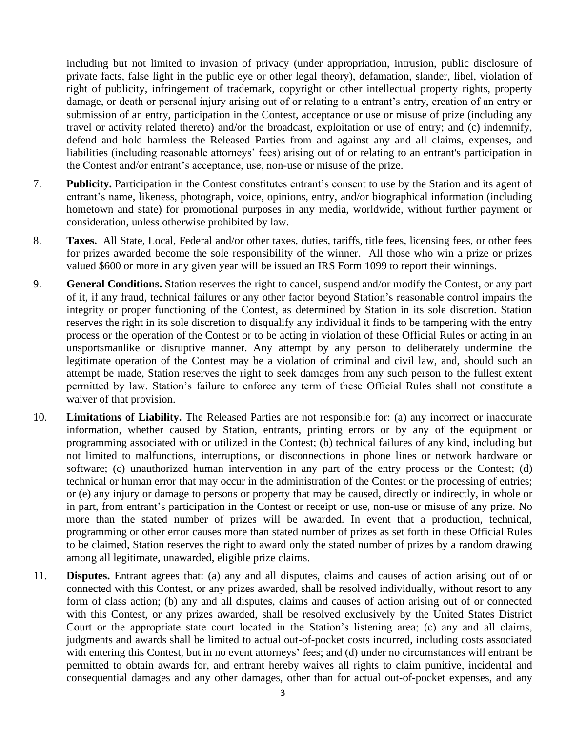including but not limited to invasion of privacy (under appropriation, intrusion, public disclosure of private facts, false light in the public eye or other legal theory), defamation, slander, libel, violation of right of publicity, infringement of trademark, copyright or other intellectual property rights, property damage, or death or personal injury arising out of or relating to a entrant's entry, creation of an entry or submission of an entry, participation in the Contest, acceptance or use or misuse of prize (including any travel or activity related thereto) and/or the broadcast, exploitation or use of entry; and (c) indemnify, defend and hold harmless the Released Parties from and against any and all claims, expenses, and liabilities (including reasonable attorneys' fees) arising out of or relating to an entrant's participation in the Contest and/or entrant's acceptance, use, non-use or misuse of the prize.

7. **Publicity.** Participation in the Contest constitutes entrant's consent to use by the Station and its agent of entrant's name, likeness, photograph, voice, opinions, entry, and/or biographical information (including hometown and state) for promotional purposes in any media, worldwide, without further payment or consideration, unless otherwise prohibited by law.

8. **Taxes.** All State, Local, Federal and/or other taxes, duties, tariffs, title fees, licensing fees, or other fees for prizes awarded become the sole responsibility of the winner. All those who win a prize or prizes valued $600 or more in any given year will be issued an IRS Form 1099 to report their winnings.

9. **General Conditions.** Station reserves the right to cancel, suspend and/or modify the Contest, or any part of it, if any fraud, technical failures or any other factor beyond Station's reasonable control impairs the integrity or proper functioning of the Contest, as determined by Station in its sole discretion. Station reserves the right in its sole discretion to disqualify any individual it finds to be tampering with the entry process or the operation of the Contest or to be acting in violation of these Official Rules or acting in an unsportsmanlike or disruptive manner. Any attempt by any person to deliberately undermine the legitimate operation of the Contest may be a violation of criminal and civil law, and, should such an attempt be made, Station reserves the right to seek damages from any such person to the fullest extent permitted by law. Station's failure to enforce any term of these Official Rules shall not constitute a waiver of that provision.

10. **Limitations of Liability.** The Released Parties are not responsible for: (a) any incorrect or inaccurate information, whether caused by Station, entrants, printing errors or by any of the equipment or programming associated with or utilized in the Contest; (b) technical failures of any kind, including but not limited to malfunctions, interruptions, or disconnections in phone lines or network hardware or software; (c) unauthorized human intervention in any part of the entry process or the Contest; (d) technical or human error that may occur in the administration of the Contest or the processing of entries; or (e) any injury or damage to persons or property that may be caused, directly or indirectly, in whole or in part, from entrant's participation in the Contest or receipt or use, non-use or misuse of any prize. No more than the stated number of prizes will be awarded. In event that a production, technical, programming or other error causes more than stated number of prizes as set forth in these Official Rules to be claimed, Station reserves the right to award only the stated number of prizes by a random drawing among all legitimate, unawarded, eligible prize claims.

11. **Disputes.** Entrant agrees that: (a) any and all disputes, claims and causes of action arising out of or connected with this Contest, or any prizes awarded, shall be resolved individually, without resort to any form of class action; (b) any and all disputes, claims and causes of action arising out of or connected with this Contest, or any prizes awarded, shall be resolved exclusively by the United States District Court or the appropriate state court located in the Station's listening area; (c) any and all claims, judgments and awards shall be limited to actual out-of-pocket costs incurred, including costs associated with entering this Contest, but in no event attorneys' fees; and (d) under no circumstances will entrant be permitted to obtain awards for, and entrant hereby waives all rights to claim punitive, incidental and consequential damages and any other damages, other than for actual out-of-pocket expenses, and any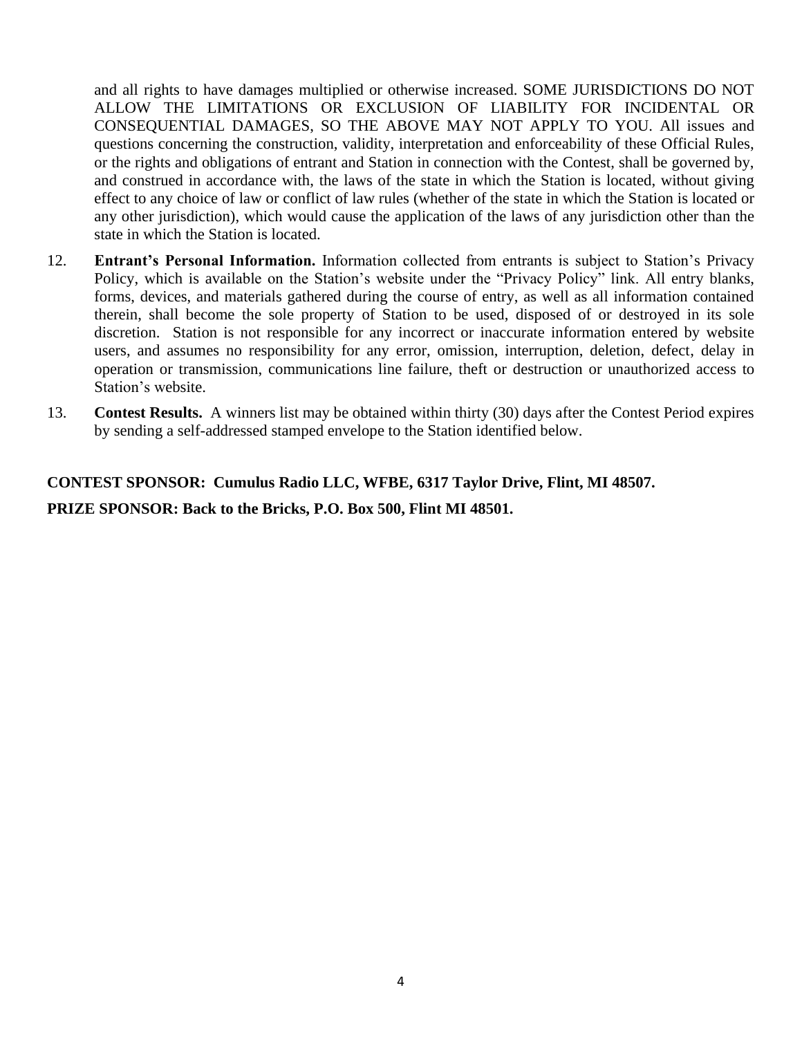and all rights to have damages multiplied or otherwise increased. SOME JURISDICTIONS DO NOT ALLOW THE LIMITATIONS OR EXCLUSION OF LIABILITY FOR INCIDENTAL OR CONSEQUENTIAL DAMAGES, SO THE ABOVE MAY NOT APPLY TO YOU. All issues and questions concerning the construction, validity, interpretation and enforceability of these Official Rules, or the rights and obligations of entrant and Station in connection with the Contest, shall be governed by, and construed in accordance with, the laws of the state in which the Station is located, without giving effect to any choice of law or conflict of law rules (whether of the state in which the Station is located or any other jurisdiction), which would cause the application of the laws of any jurisdiction other than the state in which the Station is located.

12. **Entrant's Personal Information.** Information collected from entrants is subject to Station's Privacy Policy, which is available on the Station's website under the "Privacy Policy" link. All entry blanks, forms, devices, and materials gathered during the course of entry, as well as all information contained therein, shall become the sole property of Station to be used, disposed of or destroyed in its sole discretion. Station is not responsible for any incorrect or inaccurate information entered by website users, and assumes no responsibility for any error, omission, interruption, deletion, defect, delay in operation or transmission, communications line failure, theft or destruction or unauthorized access to Station's website.

13. **Contest Results.** A winners list may be obtained within thirty (30) days after the Contest Period expires by sending a self-addressed stamped envelope to the Station identified below.

**CONTEST SPONSOR: Cumulus Radio LLC, WFBE, 6317 Taylor Drive, Flint, MI 48507.**

**PRIZE SPONSOR: Back to the Bricks, P.O. Box 500, Flint MI 48501.**